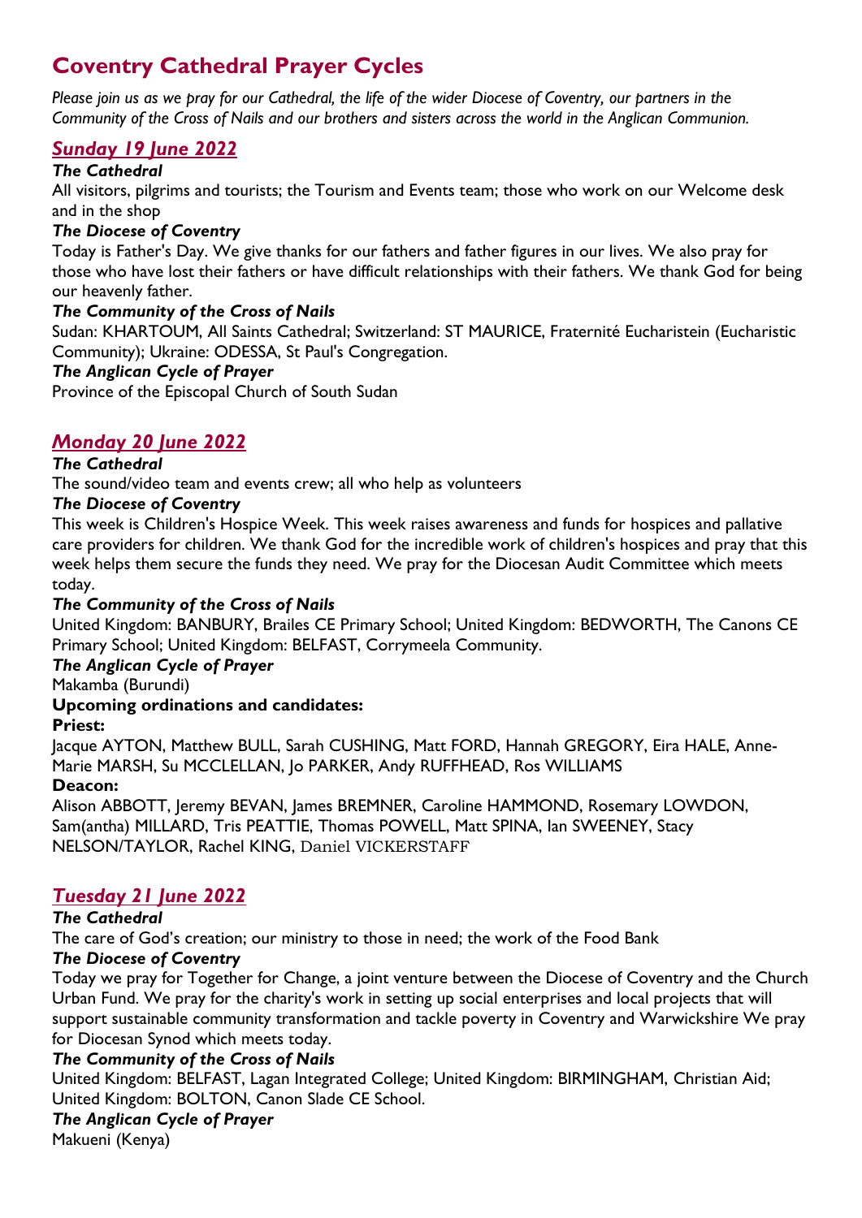# Coventry Cathedral Prayer Cycles

*Please join us as we pray for our Cathedral, the life of the wider Diocese of Coventry, our partners in the Community of the Cross of Nails and our brothers and sisters across the world in the Anglican Communion.*

## *Sunday 19 June 2022*

***The Cathedral***

All visitors, pilgrims and tourists; the Tourism and Events team; those who work on our Welcome desk and in the shop

***The Diocese of Coventry***

Today is Father's Day. We give thanks for our fathers and father figures in our lives. We also pray for those who have lost their fathers or have difficult relationships with their fathers. We thank God for being our heavenly father.

***The Community of the Cross of Nails***

Sudan: KHARTOUM, All Saints Cathedral; Switzerland: ST MAURICE, Fraternité Eucharistein (Eucharistic Community); Ukraine: ODESSA, St Paul's Congregation.

***The Anglican Cycle of Prayer***

Province of the Episcopal Church of South Sudan

## *Monday 20 June 2022*

***The Cathedral***

The sound/video team and events crew; all who help as volunteers

***The Diocese of Coventry***

This week is Children's Hospice Week. This week raises awareness and funds for hospices and pallative care providers for children. We thank God for the incredible work of children's hospices and pray that this week helps them secure the funds they need. We pray for the Diocesan Audit Committee which meets today.

***The Community of the Cross of Nails***

United Kingdom: BANBURY, Brailes CE Primary School; United Kingdom: BEDWORTH, The Canons CE Primary School; United Kingdom: BELFAST, Corrymeela Community.

***The Anglican Cycle of Prayer***

Makamba (Burundi)

**Upcoming ordinations and candidates:**

**Priest:**

Jacque AYTON, Matthew BULL, Sarah CUSHING, Matt FORD, Hannah GREGORY, Eira HALE, Anne-Marie MARSH, Su MCCLELLAN, Jo PARKER, Andy RUFFHEAD, Ros WILLIAMS

**Deacon:**

Alison ABBOTT, Jeremy BEVAN, James BREMNER, Caroline HAMMOND, Rosemary LOWDON, Sam(antha) MILLARD, Tris PEATTIE, Thomas POWELL, Matt SPINA, Ian SWEENEY, Stacy NELSON/TAYLOR, Rachel KING, Daniel VICKERSTAFF

## *Tuesday 21 June 2022*

***The Cathedral***

The care of God's creation; our ministry to those in need; the work of the Food Bank

***The Diocese of Coventry***

Today we pray for Together for Change, a joint venture between the Diocese of Coventry and the Church Urban Fund. We pray for the charity's work in setting up social enterprises and local projects that will support sustainable community transformation and tackle poverty in Coventry and Warwickshire We pray for Diocesan Synod which meets today.

***The Community of the Cross of Nails***

United Kingdom: BELFAST, Lagan Integrated College; United Kingdom: BIRMINGHAM, Christian Aid; United Kingdom: BOLTON, Canon Slade CE School.

***The Anglican Cycle of Prayer***

Makueni (Kenya)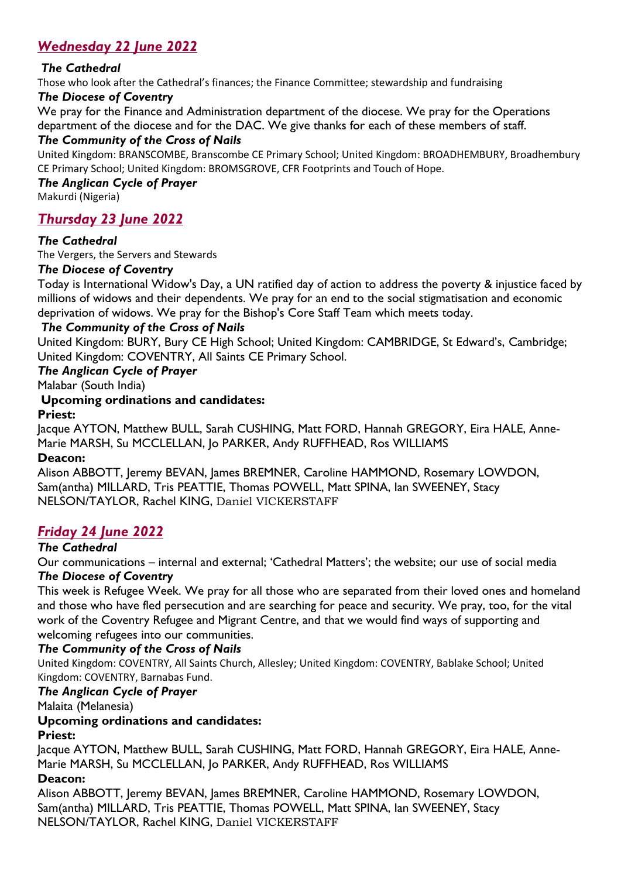## *Wednesday 22 June 2022*

***The Cathedral***

Those who look after the Cathedral's finances; the Finance Committee; stewardship and fundraising

***The Diocese of Coventry***

We pray for the Finance and Administration department of the diocese. We pray for the Operations department of the diocese and for the DAC. We give thanks for each of these members of staff.

***The Community of the Cross of Nails***

United Kingdom: BRANSCOMBE, Branscombe CE Primary School; United Kingdom: BROADHEMBURY, Broadhembury CE Primary School; United Kingdom: BROMSGROVE, CFR Footprints and Touch of Hope.

***The Anglican Cycle of Prayer***

Makurdi (Nigeria)

## *Thursday 23 June 2022*

***The Cathedral***

The Vergers, the Servers and Stewards

***The Diocese of Coventry***

Today is International Widow's Day, a UN ratified day of action to address the poverty & injustice faced by millions of widows and their dependents. We pray for an end to the social stigmatisation and economic deprivation of widows. We pray for the Bishop's Core Staff Team which meets today.

***The Community of the Cross of Nails***

United Kingdom: BURY, Bury CE High School; United Kingdom: CAMBRIDGE, St Edward's, Cambridge; United Kingdom: COVENTRY, All Saints CE Primary School.

***The Anglican Cycle of Prayer***

Malabar (South India)

**Upcoming ordinations and candidates:**

**Priest:**

Jacque AYTON, Matthew BULL, Sarah CUSHING, Matt FORD, Hannah GREGORY, Eira HALE, Anne-Marie MARSH, Su MCCLELLAN, Jo PARKER, Andy RUFFHEAD, Ros WILLIAMS

**Deacon:**

Alison ABBOTT, Jeremy BEVAN, James BREMNER, Caroline HAMMOND, Rosemary LOWDON, Sam(antha) MILLARD, Tris PEATTIE, Thomas POWELL, Matt SPINA, Ian SWEENEY, Stacy NELSON/TAYLOR, Rachel KING, Daniel VICKERSTAFF

## *Friday 24 June 2022*

***The Cathedral***

Our communications – internal and external; 'Cathedral Matters'; the website; our use of social media

***The Diocese of Coventry***

This week is Refugee Week. We pray for all those who are separated from their loved ones and homeland and those who have fled persecution and are searching for peace and security. We pray, too, for the vital work of the Coventry Refugee and Migrant Centre, and that we would find ways of supporting and welcoming refugees into our communities.

***The Community of the Cross of Nails***

United Kingdom: COVENTRY, All Saints Church, Allesley; United Kingdom: COVENTRY, Bablake School; United Kingdom: COVENTRY, Barnabas Fund.

***The Anglican Cycle of Prayer***

Malaita (Melanesia)

**Upcoming ordinations and candidates:**

**Priest:**

Jacque AYTON, Matthew BULL, Sarah CUSHING, Matt FORD, Hannah GREGORY, Eira HALE, Anne-Marie MARSH, Su MCCLELLAN, Jo PARKER, Andy RUFFHEAD, Ros WILLIAMS

**Deacon:**

Alison ABBOTT, Jeremy BEVAN, James BREMNER, Caroline HAMMOND, Rosemary LOWDON, Sam(antha) MILLARD, Tris PEATTIE, Thomas POWELL, Matt SPINA, Ian SWEENEY, Stacy NELSON/TAYLOR, Rachel KING, Daniel VICKERSTAFF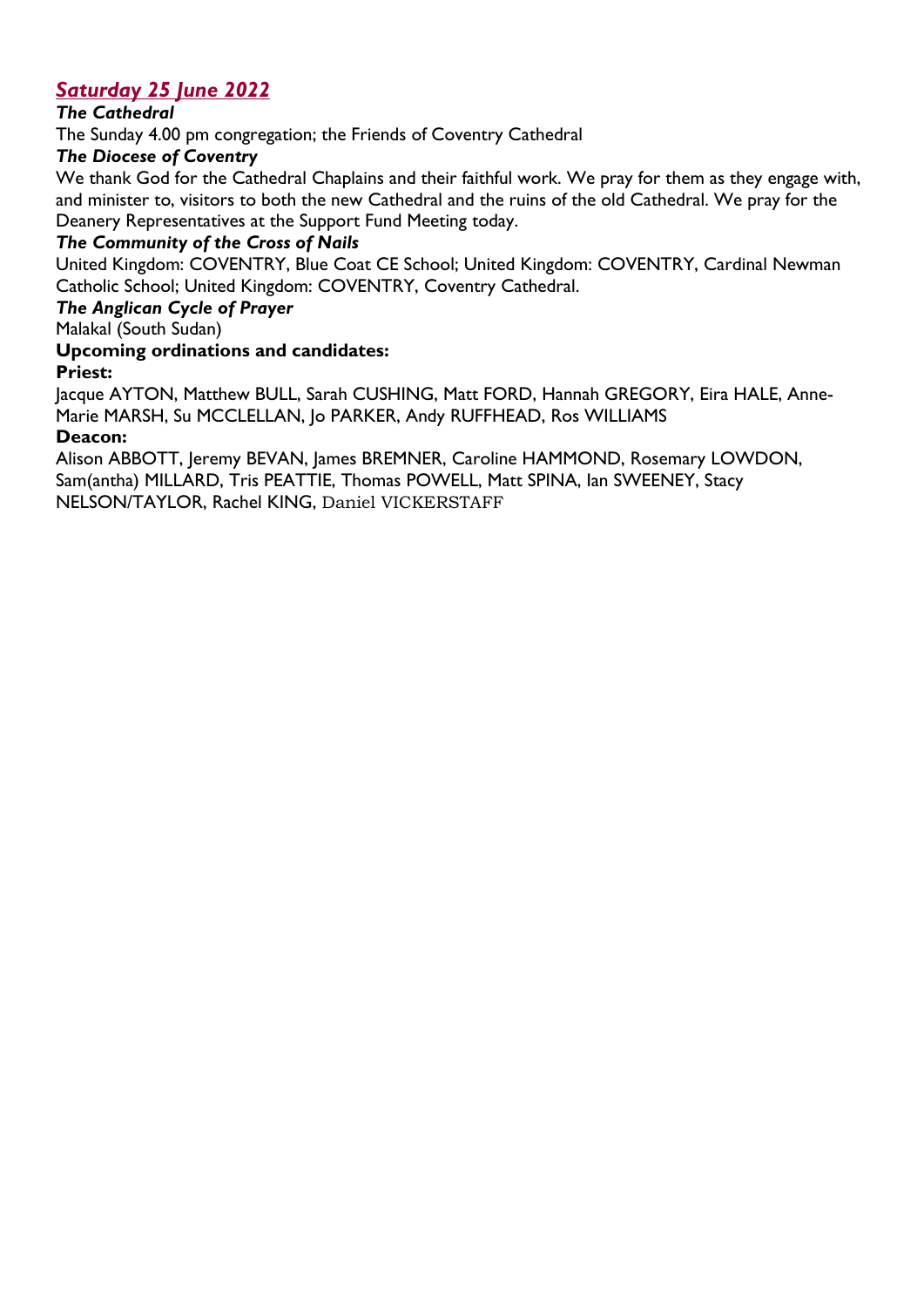## ***Saturday 25 June 2022***

***The Cathedral***

The Sunday 4.00 pm congregation; the Friends of Coventry Cathedral

***The Diocese of Coventry***

We thank God for the Cathedral Chaplains and their faithful work. We pray for them as they engage with, and minister to, visitors to both the new Cathedral and the ruins of the old Cathedral. We pray for the Deanery Representatives at the Support Fund Meeting today.

***The Community of the Cross of Nails***

United Kingdom: COVENTRY, Blue Coat CE School; United Kingdom: COVENTRY, Cardinal Newman Catholic School; United Kingdom: COVENTRY, Coventry Cathedral.

***The Anglican Cycle of Prayer***

Malakal (South Sudan)

**Upcoming ordinations and candidates:**

**Priest:**

Jacque AYTON, Matthew BULL, Sarah CUSHING, Matt FORD, Hannah GREGORY, Eira HALE, Anne-Marie MARSH, Su MCCLELLAN, Jo PARKER, Andy RUFFHEAD, Ros WILLIAMS

**Deacon:**

Alison ABBOTT, Jeremy BEVAN, James BREMNER, Caroline HAMMOND, Rosemary LOWDON, Sam(antha) MILLARD, Tris PEATTIE, Thomas POWELL, Matt SPINA, Ian SWEENEY, Stacy NELSON/TAYLOR, Rachel KING, Daniel VICKERSTAFF